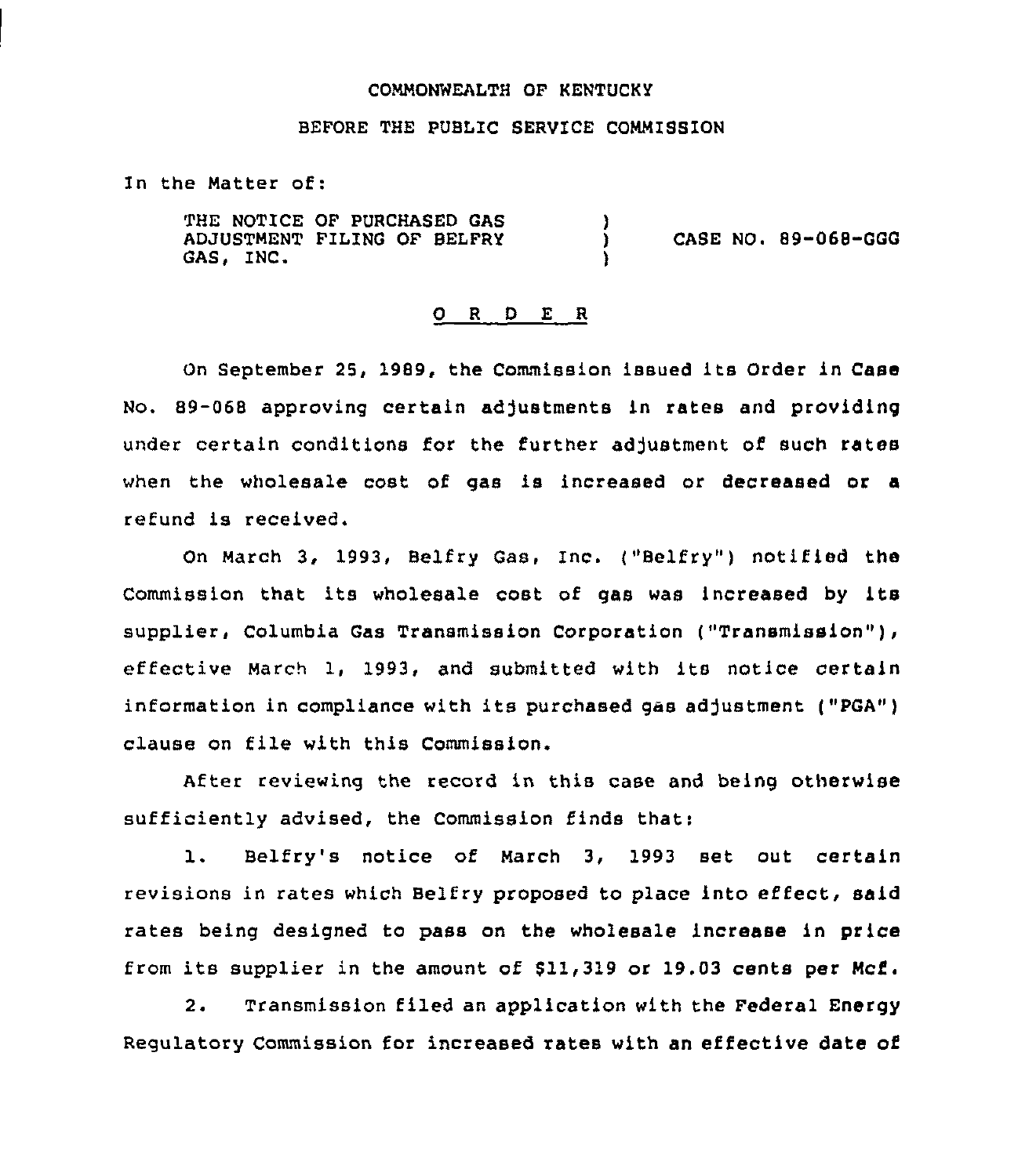COMMONWEALTH OF KENTUCKY

BEFORE THE PUBLIC SERVICE COMMISSION

In the Matter of:

THE NOTICE OF PURCHASED GAS ADJUSTMENT FILING OF BELFRY GAS, INC. ) CASE NO. 89-068-GGG

## O R D E R

On September 25, 1989, the Commission issued its Order in Case No. 89-068 approving certain adjustments in rates and providing under certain conditions for the further adjustment of such rates when the wholesale cost of gas is increased or decreased or a refund is received.

On March 3, 1993, Belfry Gas, Inc. ("Belfry") notified the Commission that its wholesale cost of gas was increased by its supplier, Columbia Gas Transmission Corporation ("Transmission"), effective March 1, 1993, and submitted with its notice certain information in compliance with its purchased gas adjustment ("PGA") clause on file with this Commission.

After reviewing the record in this case and being otherwise sufficiently advised, the Commission finds that:

1. Belfry's notice of March 3, 1993 set out certain revisions in rates which Belfry proposed to place into effect, said rates being designed to pass on the wholesale increase in price from its supplier in the amount of $11,319 or 19.03 cents per Mcf.

2. Transmission filed an application with the Federal Energy Regulatory Commission for increased rates with an effective date of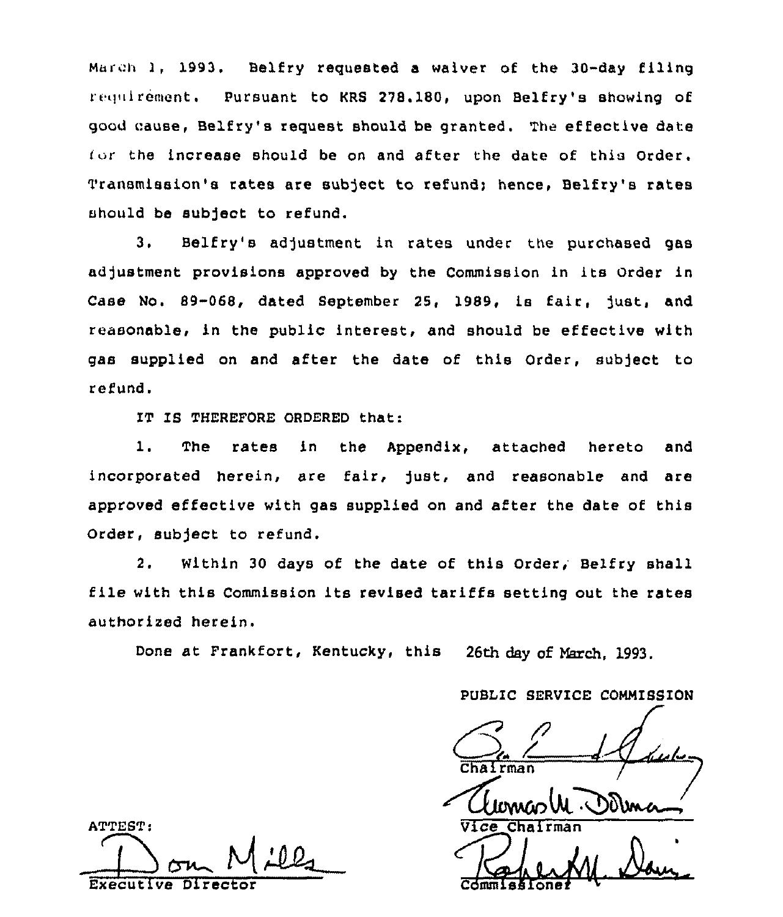March 1, 1993. Belfry requested a waiver of the 30-day filing requirement. Pursuant to KRS 278.180, upon Belfry's showing of good cause, Belfry's request should be granted. The effective date for the increase should be on and after the date of this Order. Transmission's rates are subject to refund; hence, Belfry's rates should be subject to refund.

3. Belfry's adjustment in rates under the purchased gas adjustment provisions approved by the Commission in its Order in Case No. 89-068, dated September 25, 1989, is fair, just, and reasonable, in the public interest, and should be effective with gas supplied on and after the date of this Order, subject to refund.

IT IS THEREFORE ORDERED that:

1. The rates in the Appendix, attached hereto and incorporated herein, are fair, just, and reasonable and are approved effective with gas supplied on and after the date of this Order, subject to refund.

2. Within 30 days of the date of this Order, Belfry shall file with this Commission its revised tariffs setting out the rates authorized herein.

Done at Frankfort, Kentucky, this 26th day of March, 1993.

PUBLIC SERVICE COMMISSION

Chairman

Vice Chairman

Commissioner

ATTEST:

Executive Director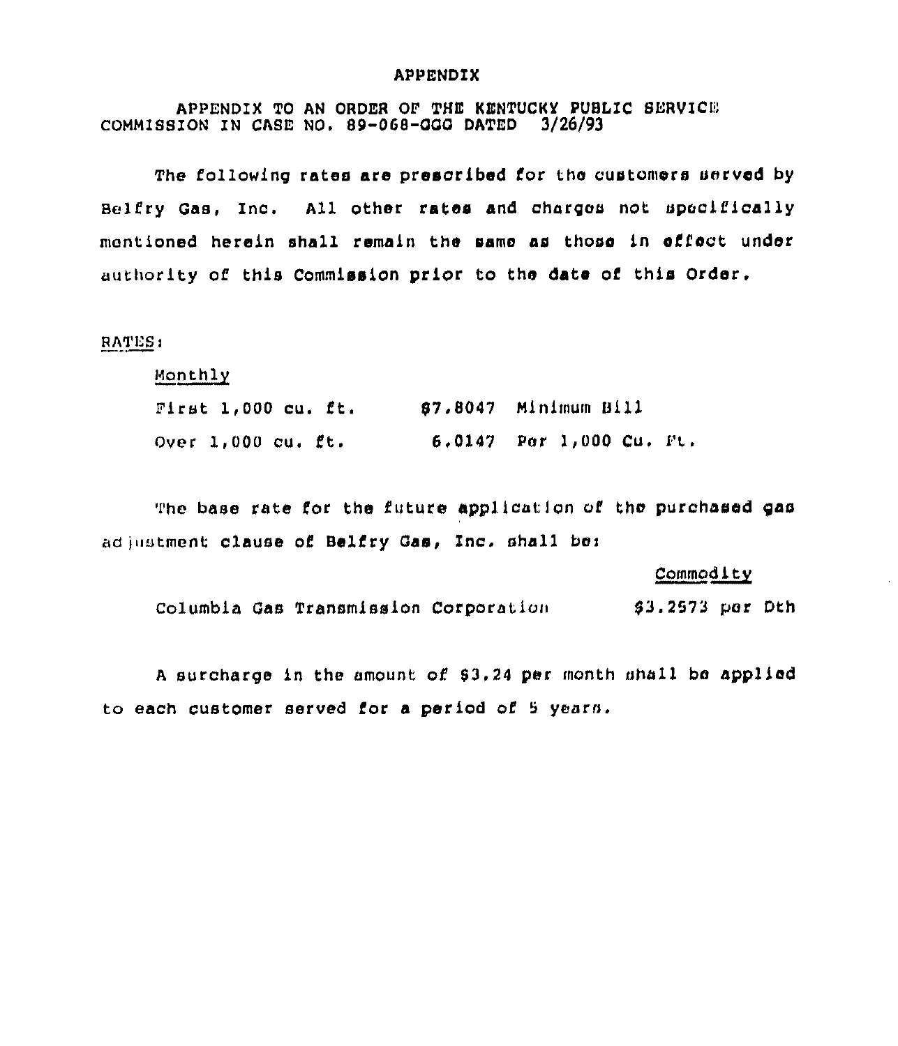# APPENDIX

APPENDIX TO AN ORDER OF THE KENTUCKY PUBLIC SERVICE COMMISSION IN CASE NO. 89-068-GGG DATED 3/26/93

The following rates are prescribed for the customers served by Belfry Gas, Inc. All other rates and charges not specifically mentioned herein shall remain the same as those in effect under authority of this Commission prior to the date of this Order.

RATES:

Monthly

| | | |
|---|---|---|
| First 1,000 cu. ft. | $7.8047 | Minimum Bill |
| Over 1,000 cu. ft. | 6.0147 | Per 1,000 Cu. Ft. |

The base rate for the future application of the purchased gas adjustment clause of Belfry Gas, Inc. shall be:

| | Commodity |
|---|---|
| Columbia Gas Transmission Corporation | $3.2573 per Dth |

A surcharge in the amount of $3.24 per month shall be applied to each customer served for a period of 5 years.